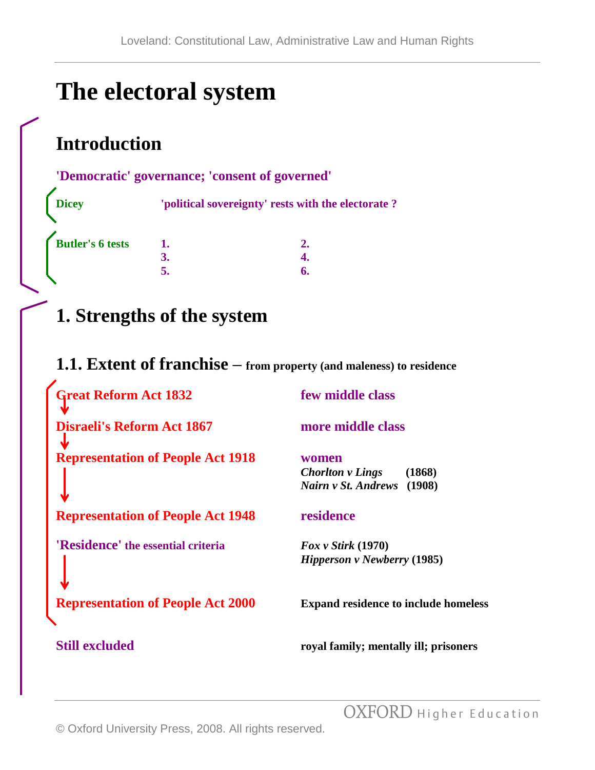# The electoral system

## Introduction

**'Democratic' governance; 'consent of governed'**

| | |
|---|---|
| **Dicey** | **'political sovereignty' rests with the electorate ?** |

| | | |
|---|---|---|
| **Butler's 6 tests** | **1.** | **2.** |
| | **3.** | **4.** |
| | **5.** | **6.** |

## 1. Strengths of the system

### 1.1. Extent of franchise – from property (and maleness) to residence

| | |
|---|---|
| **Great Reform Act 1832** | **few middle class** |
| **Disraeli's Reform Act 1867** | **more middle class** |
| **Representation of People Act 1918** | **women**<br>***Chorlton v Lings*** **(1868)**<br>***Nairn v St. Andrews*** **(1908)** |
| **Representation of People Act 1948** | **residence** |
| **'Residence' the essential criteria** | ***Fox v Stirk*** **(1970)**<br>***Hipperson v Newberry*** **(1985)** |
| **Representation of People Act 2000** | **Expand residence to include homeless** |

| | |
|---|---|
| **Still excluded** | **royal family; mentally ill; prisoners** |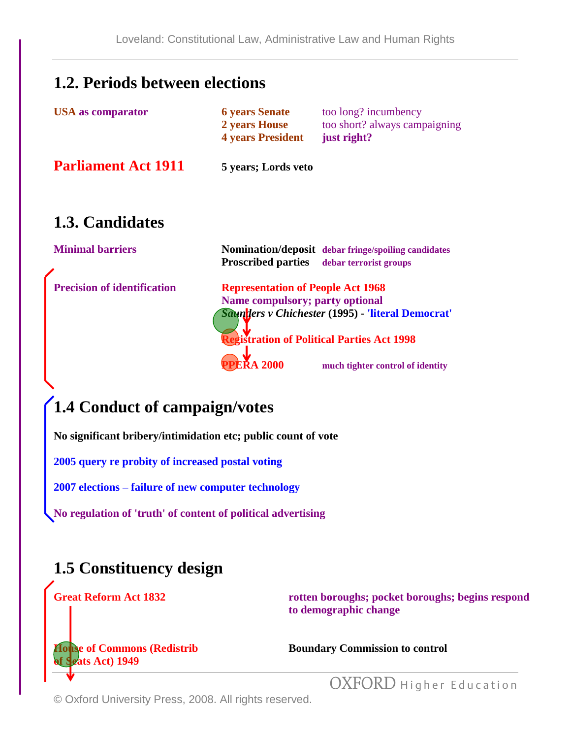## 1.2. Periods between elections

| | | |
|---|---|---|
| **USA as comparator** | **6 years Senate** | too long? incumbency |
| | **2 years House** | too short? always campaigning |
| | **4 years President** | **just right?** |

**Parliament Act 1911** — **5 years; Lords veto**

## 1.3. Candidates

**Minimal barriers**

- **Nomination/deposit** — **debar fringe/spoiling candidates**
- **Proscribed parties** — **debar terrorist groups**

**Precision of identification**

**Representation of People Act 1968**

**Name compulsory; party optional**

***Saunders v Chichester* (1995) - 'literal Democrat'**

**Registration of Political Parties Act 1998**

**PPERA 2000** — **much tighter control of identity**

## 1.4 Conduct of campaign/votes

**No significant bribery/intimidation etc; public count of vote**

**2005 query re probity of increased postal voting**

**2007 elections – failure of new computer technology**

**No regulation of 'truth' of content of political advertising**

## 1.5 Constituency design

**Great Reform Act 1832** — **rotten boroughs; pocket boroughs; begins respond to demographic change**

**House of Commons (Redistrib of Seats Act) 1949** — **Boundary Commission to control**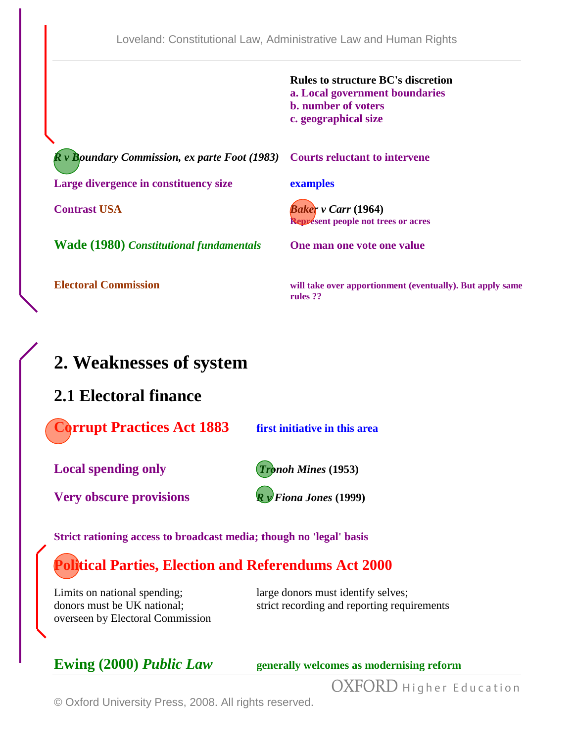**Rules to structure BC's discretion**
**a. Local government boundaries**
**b. number of voters**
**c. geographical size**

***R v Boundary Commission, ex parte Foot (1983)*** — **Courts reluctant to intervene**

**Large divergence in constituency size** — **examples**

**Contrast USA** — ***Baker v Carr* (1964)** **Represent people not trees or acres**

**Wade (1980) *Constitutional fundamentals*** — **One man one vote one value**

**Electoral Commission** — **will take over apportionment (eventually). But apply same rules ??**

# 2. Weaknesses of system

## 2.1 Electoral finance

**Corrupt Practices Act 1883** — **first initiative in this area**

**Local spending only** — ***Tronoh Mines* (1953)**

**Very obscure provisions** — ***R v Fiona Jones* (1999)**

**Strict rationing access to broadcast media; though no 'legal' basis**

**Political Parties, Election and Referendums Act 2000**

Limits on national spending;
donors must be UK national;
overseen by Electoral Commission

large donors must identify selves;
strict recording and reporting requirements

**Ewing (2000) *Public Law*** — **generally welcomes as modernising reform**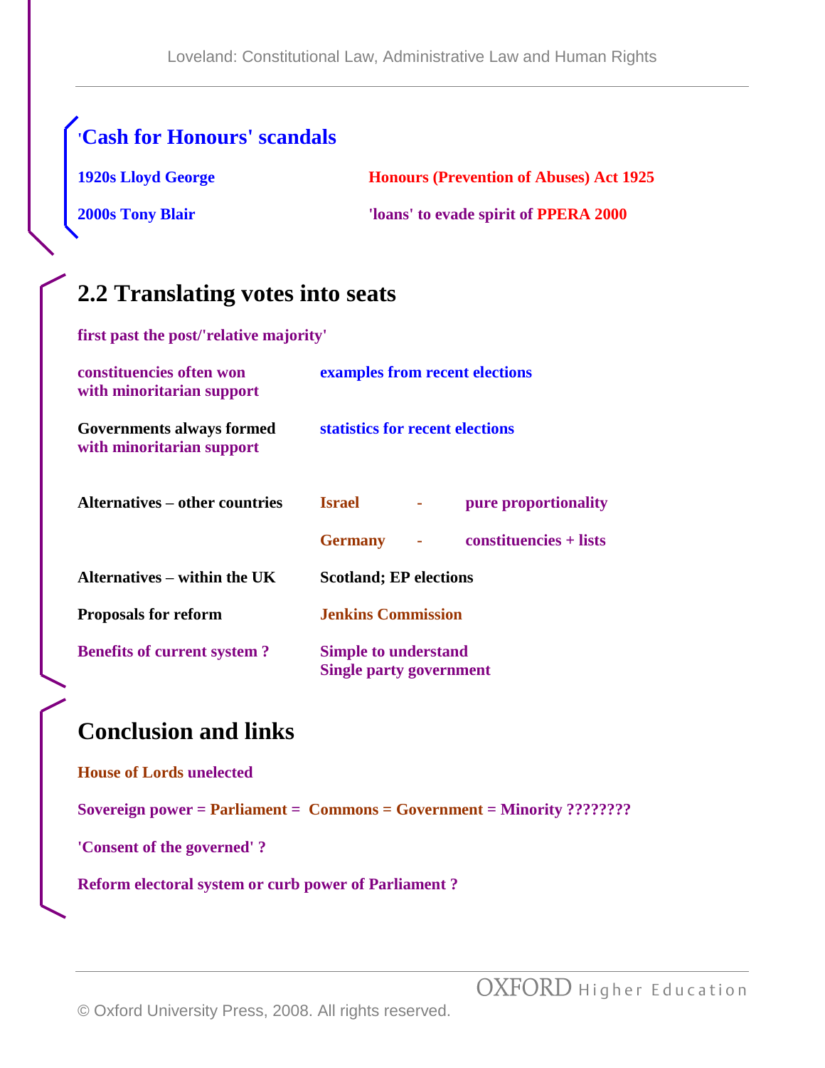## 'Cash for Honours' scandals

| | |
|---|---|
| **1920s Lloyd George** | **Honours (Prevention of Abuses) Act 1925** |
| **2000s Tony Blair** | **'loans' to evade spirit of PPERA 2000** |

## 2.2 Translating votes into seats

**first past the post/'relative majority'**

| | | | |
|---|---|---|---|
| **constituencies often won with minoritarian support** | **examples from recent elections** | | |
| **Governments always formed with minoritarian support** | **statistics for recent elections** | | |
| **Alternatives – other countries** | **Israel** | **-** | **pure proportionality** |
| | **Germany** | **-** | **constituencies + lists** |
| **Alternatives – within the UK** | **Scotland; EP elections** | | |
| **Proposals for reform** | **Jenkins Commission** | | |
| **Benefits of current system ?** | **Simple to understand**<br>**Single party government** | | |

## Conclusion and links

**House of Lords unelected**

**Sovereign power = Parliament = Commons = Government = Minority ????????**

**'Consent of the governed' ?**

**Reform electoral system or curb power of Parliament ?**